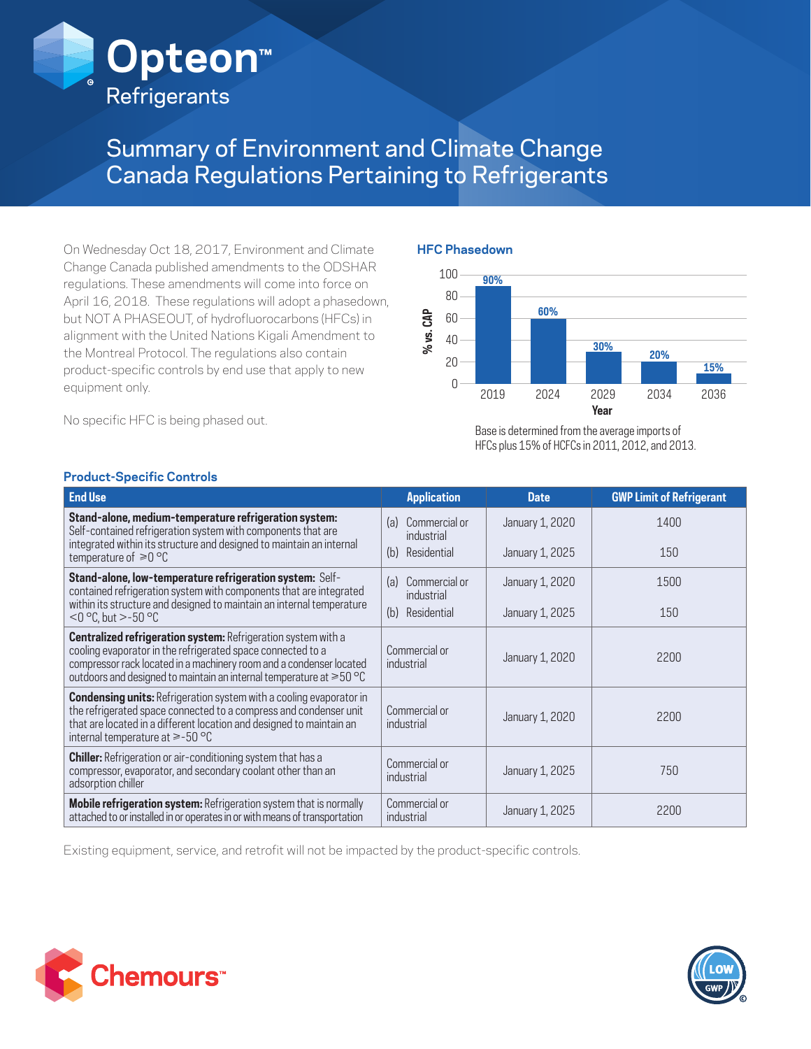# Opteon™ Refrigerants

## Summary of Environment and Climate Change Canada Regulations Pertaining to Refrigerants

On Wednesday Oct 18, 2017, Environment and Climate Change Canada published amendments to the ODSHAR regulations. These amendments will come into force on April 16, 2018. These regulations will adopt a phasedown, but NOT A PHASEOUT, of hydrofluorocarbons (HFCs) in alignment with the United Nations Kigali Amendment to the Montreal Protocol. The regulations also contain product-specific controls by end use that apply to new equipment only.

No specific HFC is being phased out.

### HFC Phasedown

| Year | % vs. CAP |
|---|---|
| 2019 | 90% |
| 2024 | 60% |
| 2029 | 30% |
| 2034 | 20% |
| 2036 | 15% |

Base is determined from the average imports of HFCs plus 15% of HCFCs in 2011, 2012, and 2013.

### Product-Specific Controls

| End Use | Application | Date | GWP Limit of Refrigerant |
|---|---|---|---|
| **Stand-alone, medium-temperature refrigeration system:** Self-contained refrigeration system with components that are integrated within its structure and designed to maintain an internal temperature of ≥0 °C | (a) Commercial or industrial | January 1, 2020 | 1400 |
| | (b) Residential | January 1, 2025 | 150 |
| **Stand-alone, low-temperature refrigeration system:** Self-contained refrigeration system with components that are integrated within its structure and designed to maintain an internal temperature <0 °C, but >-50 °C | (a) Commercial or industrial | January 1, 2020 | 1500 |
| | (b) Residential | January 1, 2025 | 150 |
| **Centralized refrigeration system:** Refrigeration system with a cooling evaporator in the refrigerated space connected to a compressor rack located in a machinery room and a condenser located outdoors and designed to maintain an internal temperature at ≥50 °C | Commercial or industrial | January 1, 2020 | 2200 |
| **Condensing units:** Refrigeration system with a cooling evaporator in the refrigerated space connected to a compress and condenser unit that are located in a different location and designed to maintain an internal temperature at ≥-50 °C | Commercial or industrial | January 1, 2020 | 2200 |
| **Chiller:** Refrigeration or air-conditioning system that has a compressor, evaporator, and secondary coolant other than an adsorption chiller | Commercial or industrial | January 1, 2025 | 750 |
| **Mobile refrigeration system:** Refrigeration system that is normally attached to or installed in or operates in or with means of transportation | Commercial or industrial | January 1, 2025 | 2200 |

Existing equipment, service, and retrofit will not be impacted by the product-specific controls.

Chemours™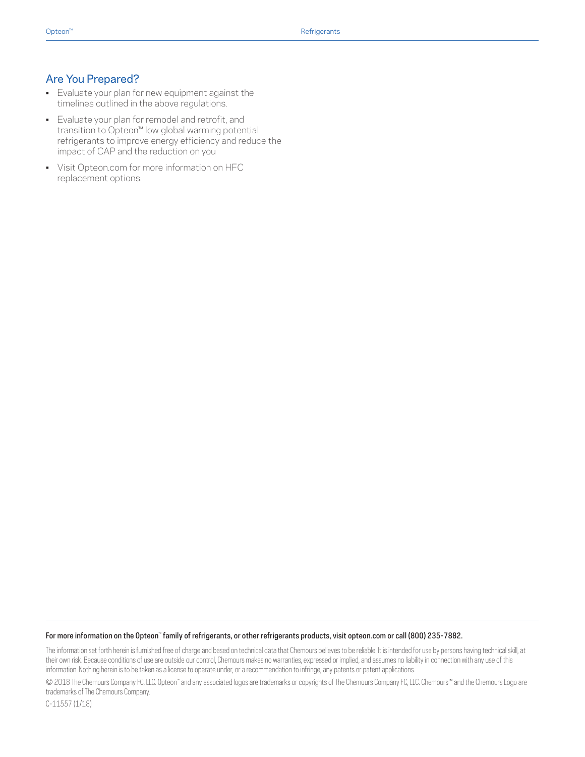## Are You Prepared?

- Evaluate your plan for new equipment against the timelines outlined in the above regulations.
- Evaluate your plan for remodel and retrofit, and transition to Opteon™ low global warming potential refrigerants to improve energy efficiency and reduce the impact of CAP and the reduction on you
- Visit Opteon.com for more information on HFC replacement options.

**For more information on the Opteon™ family of refrigerants, or other refrigerants products, visit opteon.com or call (800) 235-7882.**

The information set forth herein is furnished free of charge and based on technical data that Chemours believes to be reliable. It is intended for use by persons having technical skill, at their own risk. Because conditions of use are outside our control, Chemours makes no warranties, expressed or implied, and assumes no liability in connection with any use of this information. Nothing herein is to be taken as a license to operate under, or a recommendation to infringe, any patents or patent applications.

© 2018 The Chemours Company FC, LLC. Opteon™ and any associated logos are trademarks or copyrights of The Chemours Company FC, LLC. Chemours™ and the Chemours Logo are trademarks of The Chemours Company.

C-11557 (1/18)